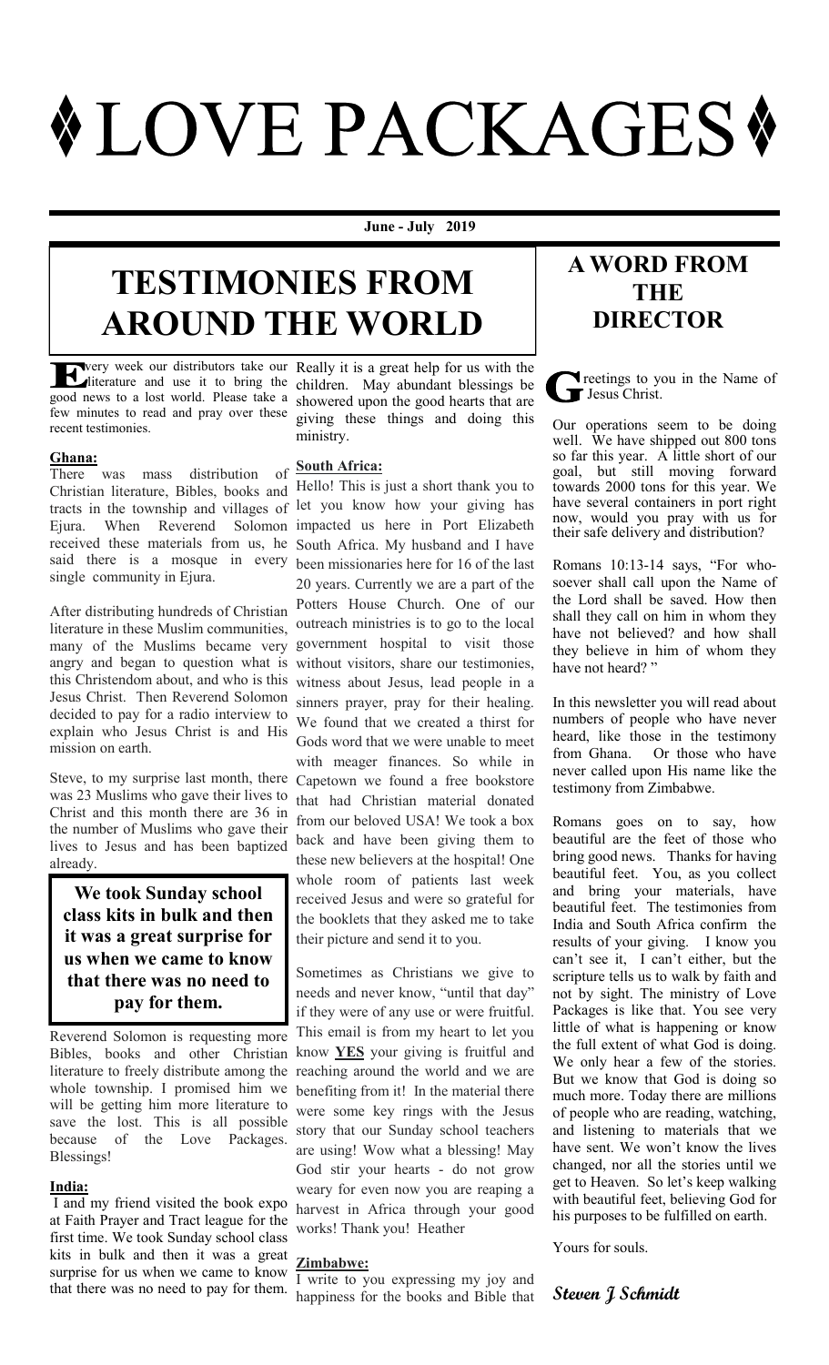# ♦ LOVE PACKAGES ♦

**June - July 2019**

## TESTIMONIES FROM AROUND THE WORLD

Every week our distributors take our literature and use it to bring the good news to a lost world. Please take a few minutes to read and pray over these recent testimonies.

### Ghana:

There was mass distribution of Christian literature, Bibles, books and tracts in the township and villages of Ejura. When Reverend Solomon received these materials from us, he said there is a mosque in every single community in Ejura.

After distributing hundreds of Christian literature in these Muslim communities, many of the Muslims became very angry and began to question what is this Christendom about, and who is this Jesus Christ. Then Reverend Solomon decided to pay for a radio interview to explain who Jesus Christ is and His mission on earth.

Steve, to my surprise last month, there was 23 Muslims who gave their lives to Christ and this month there are 36 in the number of Muslims who gave their lives to Jesus and has been baptized already.

> **We took Sunday school class kits in bulk and then it was a great surprise for us when we came to know that there was no need to pay for them.**

Reverend Solomon is requesting more Bibles, books and other Christian literature to freely distribute among the whole township. I promised him we will be getting him more literature to save the lost. This is all possible because of the Love Packages. Blessings!

### India:

I and my friend visited the book expo at Faith Prayer and Tract league for the first time. We took Sunday school class kits in bulk and then it was a great surprise for us when we came to know that there was no need to pay for them. Really it is a great help for us with the children. May abundant blessings be showered upon the good hearts that are giving these things and doing this ministry.

### South Africa:

Hello! This is just a short thank you to let you know how your giving has impacted us here in Port Elizabeth South Africa. My husband and I have been missionaries here for 16 of the last 20 years. Currently we are a part of the Potters House Church. One of our outreach ministries is to go to the local government hospital to visit those without visitors, share our testimonies, witness about Jesus, lead people in a sinners prayer, pray for their healing. We found that we created a thirst for Gods word that we were unable to meet with meager finances. So while in Capetown we found a free bookstore that had Christian material donated from our beloved USA! We took a box back and have been giving them to these new believers at the hospital! One whole room of patients last week received Jesus and were so grateful for the booklets that they asked me to take their picture and send it to you.

Sometimes as Christians we give to needs and never know, "until that day" if they were of any use or were fruitful. This email is from my heart to let you know **YES** your giving is fruitful and reaching around the world and we are benefiting from it! In the material there were some key rings with the Jesus story that our Sunday school teachers are using! Wow what a blessing! May God stir your hearts - do not grow weary for even now you are reaping a harvest in Africa through your good works! Thank you! Heather

### Zimbabwe:

I write to you expressing my joy and happiness for the books and Bible that

## A WORD FROM THE DIRECTOR

Greetings to you in the Name of Jesus Christ.

Our operations seem to be doing well. We have shipped out 800 tons so far this year. A little short of our goal, but still moving forward towards 2000 tons for this year. We have several containers in port right now, would you pray with us for their safe delivery and distribution?

Romans 10:13-14 says, "For whosoever shall call upon the Name of the Lord shall be saved. How then shall they call on him in whom they have not believed? and how shall they believe in him of whom they have not heard? "

In this newsletter you will read about numbers of people who have never heard, like those in the testimony from Ghana. Or those who have never called upon His name like the testimony from Zimbabwe.

Romans goes on to say, how beautiful are the feet of those who bring good news. Thanks for having beautiful feet. You, as you collect and bring your materials, have beautiful feet. The testimonies from India and South Africa confirm the results of your giving. I know you can't see it, I can't either, but the scripture tells us to walk by faith and not by sight. The ministry of Love Packages is like that. You see very little of what is happening or know the full extent of what God is doing. We only hear a few of the stories. But we know that God is doing so much more. Today there are millions of people who are reading, watching, and listening to materials that we have sent. We won't know the lives changed, nor all the stories until we get to Heaven. So let's keep walking with beautiful feet, believing God for his purposes to be fulfilled on earth.

Yours for souls.

*Steven J Schmidt*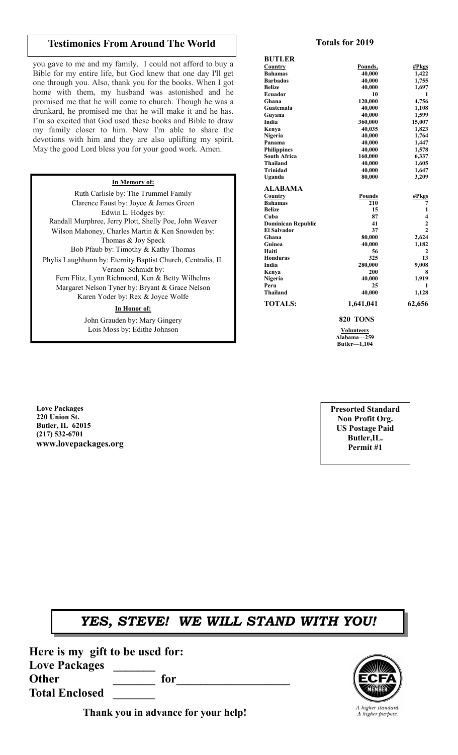## Testimonies From Around The World

you gave to me and my family. I could not afford to buy a Bible for my entire life, but God knew that one day I'll get one through you. Also, thank you for the books. When I got home with them, my husband was astonished and he promised me that he will come to church. Though he was a drunkard, he promised me that he will make it and he has. I'm so excited that God used these books and Bible to draw my family closer to him. Now I'm able to share the devotions with him and they are also uplifting my spirit. May the good Lord bless you for your good work. Amen.

**In Memory of:**

Ruth Carlisle by: The Trummel Family
Clarence Faust by: Joyce & James Green
Edwin L. Hodges by:
Randall Murphree, Jerry Plott, Shelly Poe, John Weaver
Wilson Mahoney, Charles Martin & Ken Snowden by:
Thomas & Joy Speck
Bob Pfaub by: Timothy & Kathy Thomas
Phylis Laughhunn by: Eternity Baptist Church, Centralia, IL
Vernon Schmidt by:
Fern Flitz, Lynn Richmond, Ken & Betty Wilhelms
Margaret Nelson Tyner by: Bryant & Grace Nelson
Karen Yoder by: Rex & Joyce Wolfe

**In Honor of:**

John Grauden by: Mary Gingery
Lois Moss by: Edithe Johnson

## Totals for 2019

| | | |
|---|---|---|
| **BUTLER** | | |
| **Country** | **Pounds,** | **#Pkgs** |
| **Bahamas** | **40,000** | **1,422** |
| **Barbados** | **40,000** | **1,755** |
| **Belize** | **40,000** | **1,697** |
| **Ecuador** | **10** | **1** |
| **Ghana** | **120,000** | **4,756** |
| **Guatemala** | **40,000** | **1,108** |
| **Guyana** | **40,000** | **1,599** |
| **India** | **360,000** | **15,007** |
| **Kenya** | **40,035** | **1,823** |
| **Nigeria** | **40,000** | **1,764** |
| **Panama** | **40,000** | **1,447** |
| **Philippines** | **40,000** | **1,578** |
| **South Africa** | **160,000** | **6,337** |
| **Thailand** | **40,000** | **1,605** |
| **Trinidad** | **40,000** | **1,647** |
| **Uganda** | **80,000** | **3,209** |
| **ALABAMA** | | |
| **Country** | **Pounds** | **#Pkgs** |
| **Bahamas** | **210** | **7** |
| **Belize** | **15** | **1** |
| **Cuba** | **87** | **4** |
| **Dominican Republic** | **41** | **2** |
| **El Salvador** | **37** | **2** |
| **Ghana** | **80,000** | **2,624** |
| **Guinea** | **40,000** | **1,182** |
| **Haiti** | **56** | **2** |
| **Honduras** | **325** | **13** |
| **India** | **280,000** | **9,008** |
| **Kenya** | **200** | **8** |
| **Nigeria** | **40,000** | **1,919** |
| **Peru** | **25** | **1** |
| **Thailand** | **40,000** | **1,128** |
| **TOTALS:** | **1,641,041** | **62,656** |

**820 TONS**

**Volunteers**
**Alabama—259**
**Butler—1,104**

**Love Packages**
**220 Union St.**
**Butler, IL 62015**
**(217) 532-6701**
**www.lovepackages.org**

**Presorted Standard**
**Non Profit Org.**
**US Postage Paid**
**Butler,IL.**
**Permit #1**

## *YES, STEVE! WE WILL STAND WITH YOU!*

**Here is my gift to be used for:**
**Love Packages** _______
**Other** _______ **for**___________________
**Total Enclosed** _______

**Thank you in advance for your help!**

ECFA MEMBER
A higher standard.
A higher purpose.